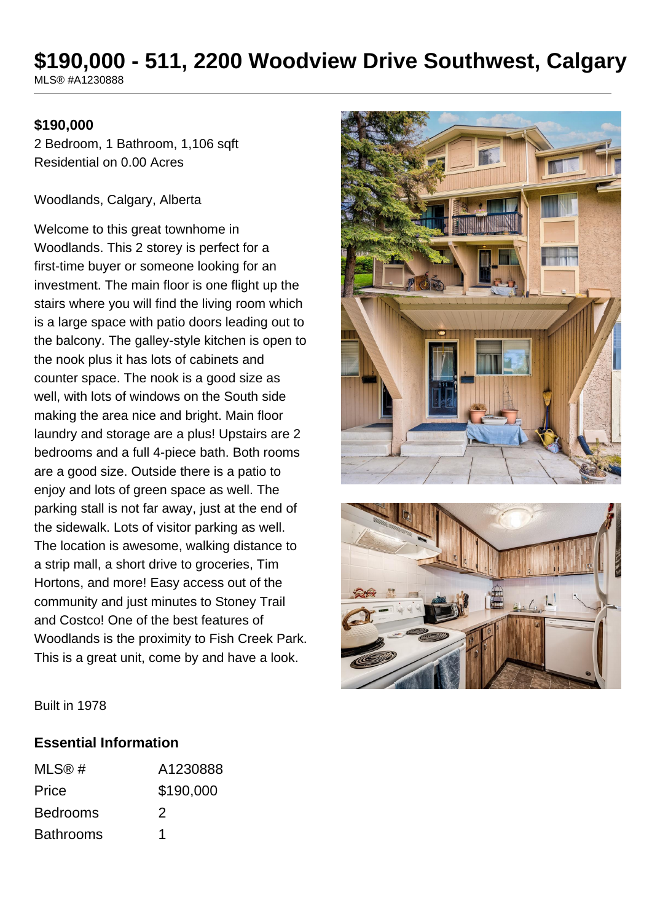# $190,000 - 511, 2200 Woodview Drive Southwest, Calgary

MLS® #A1230888

**$190,000**

2 Bedroom, 1 Bathroom, 1,106 sqft
Residential on 0.00 Acres

Woodlands, Calgary, Alberta

Welcome to this great townhome in Woodlands. This 2 storey is perfect for a first-time buyer or someone looking for an investment. The main floor is one flight up the stairs where you will find the living room which is a large space with patio doors leading out to the balcony. The galley-style kitchen is open to the nook plus it has lots of cabinets and counter space. The nook is a good size as well, with lots of windows on the South side making the area nice and bright. Main floor laundry and storage are a plus! Upstairs are 2 bedrooms and a full 4-piece bath. Both rooms are a good size. Outside there is a patio to enjoy and lots of green space as well. The parking stall is not far away, just at the end of the sidewalk. Lots of visitor parking as well. The location is awesome, walking distance to a strip mall, a short drive to groceries, Tim Hortons, and more! Easy access out of the community and just minutes to Stoney Trail and Costco! One of the best features of Woodlands is the proximity to Fish Creek Park. This is a great unit, come by and have a look.

Built in 1978

## Essential Information

| | |
|---|---|
| MLS® # | A1230888 |
| Price | $190,000 |
| Bedrooms | 2 |
| Bathrooms | 1 |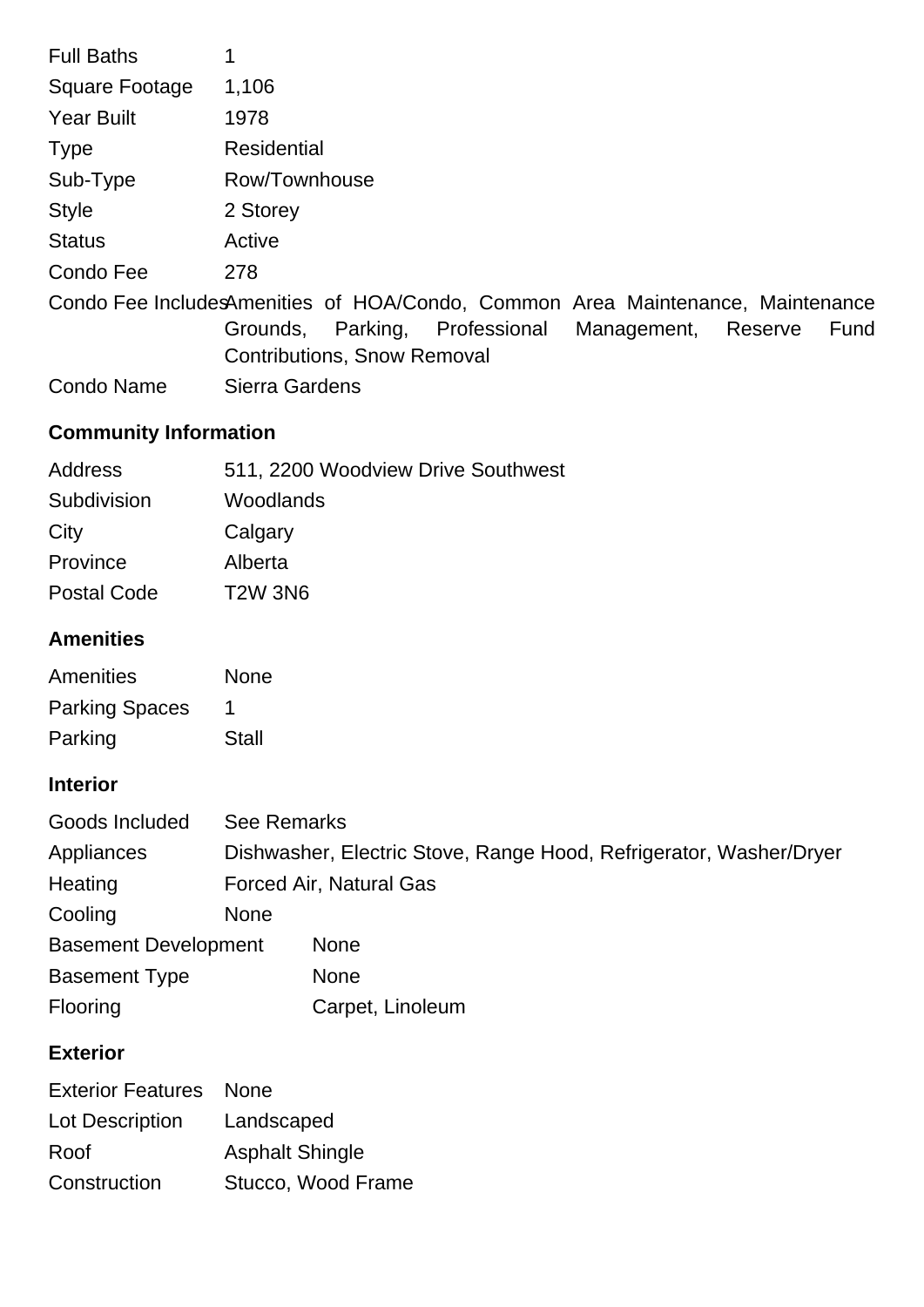| | |
|---|---|
| Full Baths | 1 |
| Square Footage | 1,106 |
| Year Built | 1978 |
| Type | Residential |
| Sub-Type | Row/Townhouse |
| Style | 2 Storey |
| Status | Active |
| Condo Fee | 278 |
| Condo Fee Includes | Amenities of HOA/Condo, Common Area Maintenance, Maintenance Grounds, Parking, Professional Management, Reserve Fund Contributions, Snow Removal |
| Condo Name | Sierra Gardens |

### Community Information

| | |
|---|---|
| Address | 511, 2200 Woodview Drive Southwest |
| Subdivision | Woodlands |
| City | Calgary |
| Province | Alberta |
| Postal Code | T2W 3N6 |

### Amenities

| | |
|---|---|
| Amenities | None |
| Parking Spaces | 1 |
| Parking | Stall |

### Interior

| | |
|---|---|
| Goods Included | See Remarks |
| Appliances | Dishwasher, Electric Stove, Range Hood, Refrigerator, Washer/Dryer |
| Heating | Forced Air, Natural Gas |
| Cooling | None |
| Basement Development | None |
| Basement Type | None |
| Flooring | Carpet, Linoleum |

### Exterior

| | |
|---|---|
| Exterior Features | None |
| Lot Description | Landscaped |
| Roof | Asphalt Shingle |
| Construction | Stucco, Wood Frame |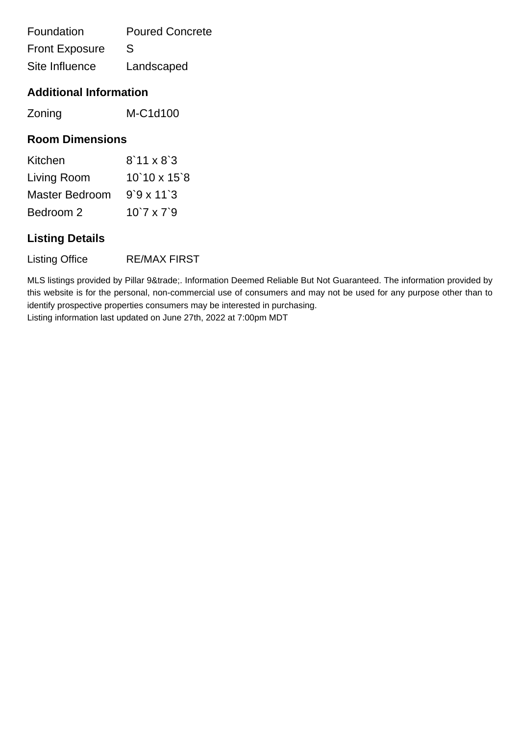| | |
|---|---|
| Foundation | Poured Concrete |
| Front Exposure | S |
| Site Influence | Landscaped |

### Additional Information

| | |
|---|---|
| Zoning | M-C1d100 |

### Room Dimensions

| | |
|---|---|
| Kitchen | 8`11 x 8`3 |
| Living Room | 10`10 x 15`8 |
| Master Bedroom | 9`9 x 11`3 |
| Bedroom 2 | 10`7 x 7`9 |

### Listing Details

| | |
|---|---|
| Listing Office | RE/MAX FIRST |

MLS listings provided by Pillar 9&trade;. Information Deemed Reliable But Not Guaranteed. The information provided by this website is for the personal, non-commercial use of consumers and may not be used for any purpose other than to identify prospective properties consumers may be interested in purchasing.
Listing information last updated on June 27th, 2022 at 7:00pm MDT